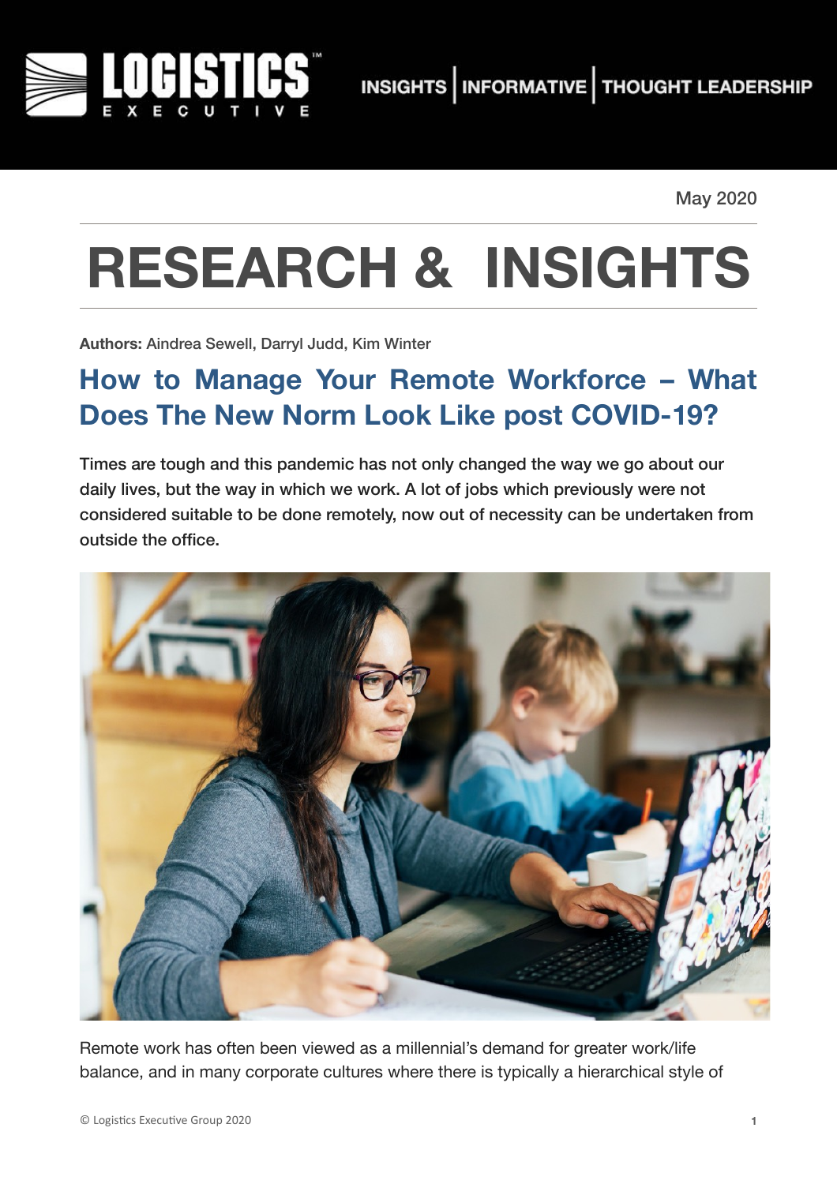LOGISTICS EXECUTIVE

INSIGHTS | INFORMATIVE | THOUGHT LEADERSHIP

May 2020

# RESEARCH & INSIGHTS

**Authors:** Aindrea Sewell, Darryl Judd, Kim Winter

## How to Manage Your Remote Workforce – What Does The New Norm Look Like post COVID-19?

Times are tough and this pandemic has not only changed the way we go about our daily lives, but the way in which we work. A lot of jobs which previously were not considered suitable to be done remotely, now out of necessity can be undertaken from outside the office.

Remote work has often been viewed as a millennial's demand for greater work/life balance, and in many corporate cultures where there is typically a hierarchical style of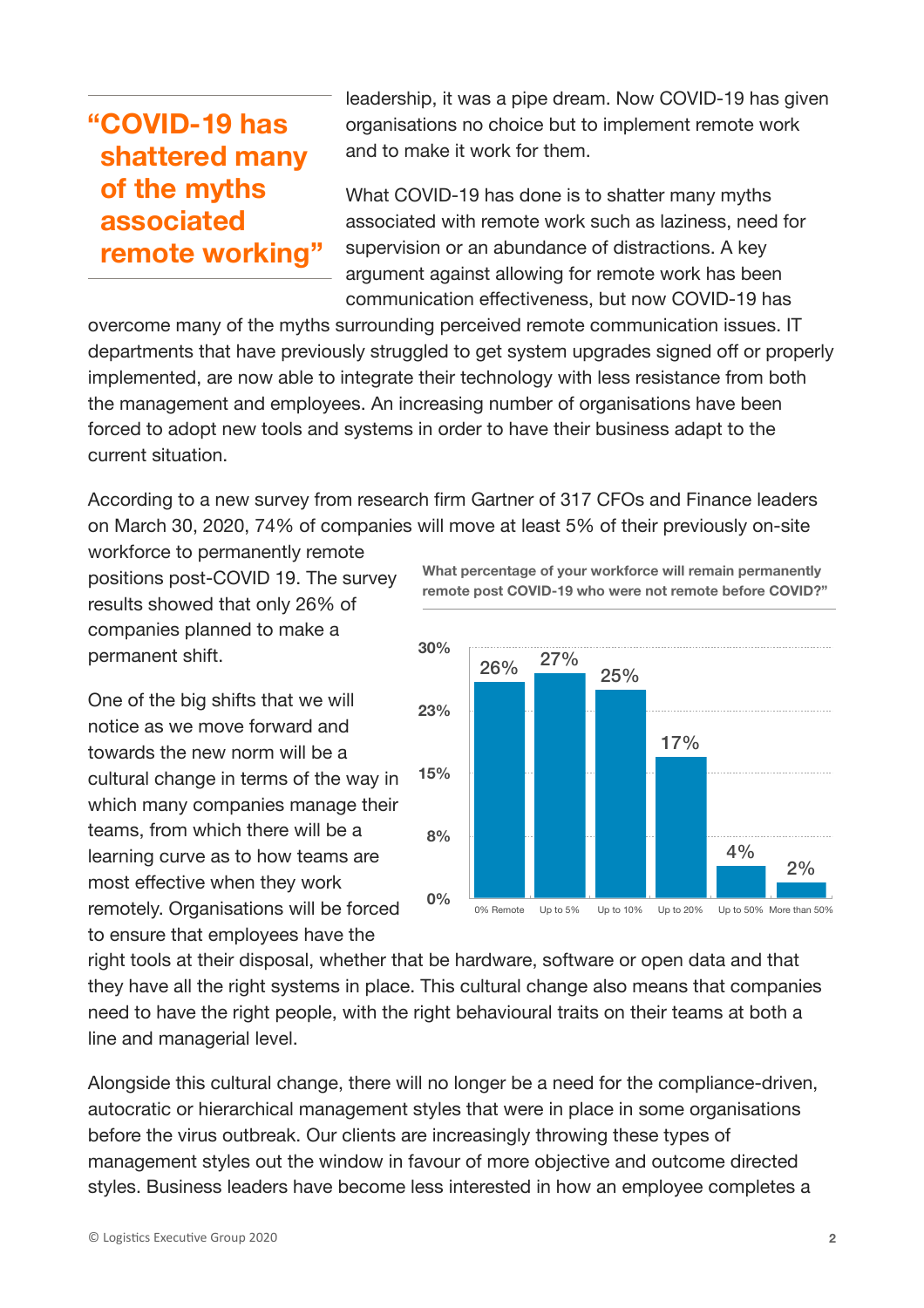> **“COVID-19 has shattered many of the myths associated remote working”**

leadership, it was a pipe dream. Now COVID-19 has given organisations no choice but to implement remote work and to make it work for them.

What COVID-19 has done is to shatter many myths associated with remote work such as laziness, need for supervision or an abundance of distractions. A key argument against allowing for remote work has been communication effectiveness, but now COVID-19 has overcome many of the myths surrounding perceived remote communication issues. IT departments that have previously struggled to get system upgrades signed off or properly implemented, are now able to integrate their technology with less resistance from both the management and employees. An increasing number of organisations have been forced to adopt new tools and systems in order to have their business adapt to the current situation.

According to a new survey from research firm Gartner of 317 CFOs and Finance leaders on March 30, 2020, 74% of companies will move at least 5% of their previously on-site workforce to permanently remote positions post-COVID 19. The survey results showed that only 26% of companies planned to make a permanent shift.

**What percentage of your workforce will remain permanently remote post COVID-19 who were not remote before COVID?”**

| Response | Percentage |
|---|---|
| 0% Remote | 26% |
| Up to 5% | 27% |
| Up to 10% | 25% |
| Up to 20% | 17% |
| Up to 50% | 4% |
| More than 50% | 2% |

One of the big shifts that we will notice as we move forward and towards the new norm will be a cultural change in terms of the way in which many companies manage their teams, from which there will be a learning curve as to how teams are most effective when they work remotely. Organisations will be forced to ensure that employees have the right tools at their disposal, whether that be hardware, software or open data and that they have all the right systems in place. This cultural change also means that companies need to have the right people, with the right behavioural traits on their teams at both a line and managerial level.

Alongside this cultural change, there will no longer be a need for the compliance-driven, autocratic or hierarchical management styles that were in place in some organisations before the virus outbreak. Our clients are increasingly throwing these types of management styles out the window in favour of more objective and outcome directed styles. Business leaders have become less interested in how an employee completes a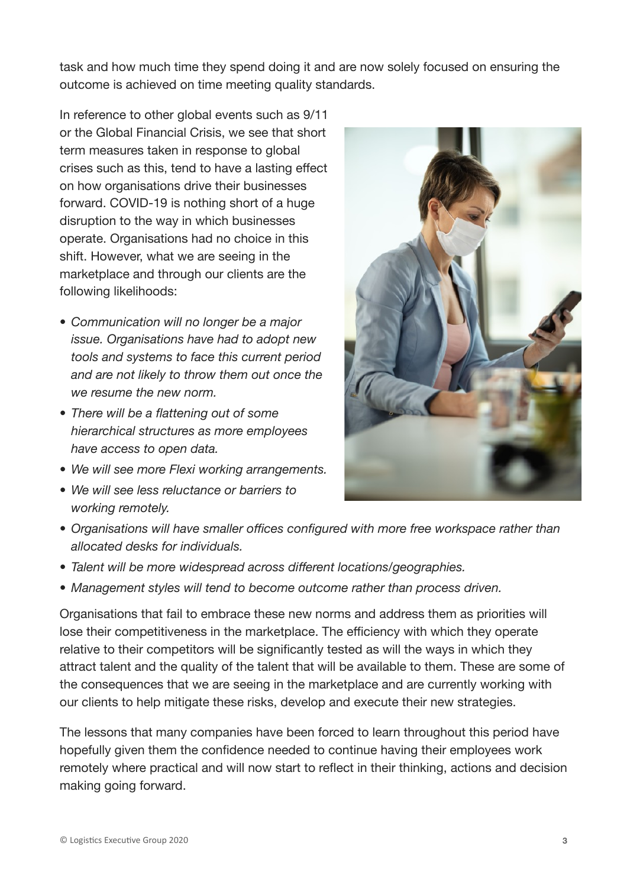task and how much time they spend doing it and are now solely focused on ensuring the outcome is achieved on time meeting quality standards.

In reference to other global events such as 9/11 or the Global Financial Crisis, we see that short term measures taken in response to global crises such as this, tend to have a lasting effect on how organisations drive their businesses forward. COVID-19 is nothing short of a huge disruption to the way in which businesses operate. Organisations had no choice in this shift. However, what we are seeing in the marketplace and through our clients are the following likelihoods:

- *Communication will no longer be a major issue. Organisations have had to adopt new tools and systems to face this current period and are not likely to throw them out once the we resume the new norm.*
- *There will be a flattening out of some hierarchical structures as more employees have access to open data.*
- *We will see more Flexi working arrangements.*
- *We will see less reluctance or barriers to working remotely.*
- *Organisations will have smaller offices configured with more free workspace rather than allocated desks for individuals.*
- *Talent will be more widespread across different locations/geographies.*
- *Management styles will tend to become outcome rather than process driven.*

Organisations that fail to embrace these new norms and address them as priorities will lose their competitiveness in the marketplace. The efficiency with which they operate relative to their competitors will be significantly tested as will the ways in which they attract talent and the quality of the talent that will be available to them. These are some of the consequences that we are seeing in the marketplace and are currently working with our clients to help mitigate these risks, develop and execute their new strategies.

The lessons that many companies have been forced to learn throughout this period have hopefully given them the confidence needed to continue having their employees work remotely where practical and will now start to reflect in their thinking, actions and decision making going forward.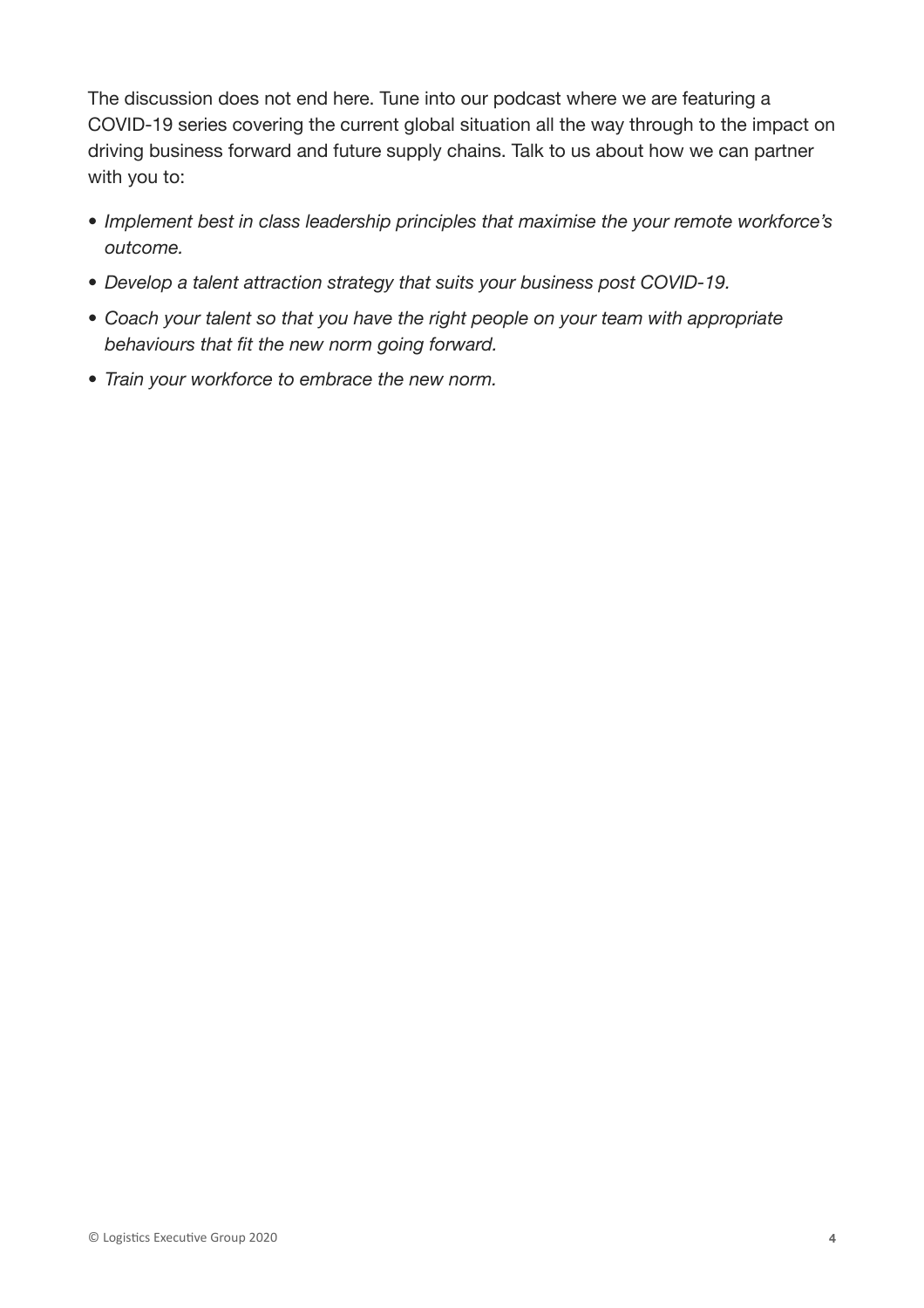The discussion does not end here. Tune into our podcast where we are featuring a COVID-19 series covering the current global situation all the way through to the impact on driving business forward and future supply chains. Talk to us about how we can partner with you to:

- *Implement best in class leadership principles that maximise the your remote workforce's outcome.*
- *Develop a talent attraction strategy that suits your business post COVID-19.*
- *Coach your talent so that you have the right people on your team with appropriate behaviours that fit the new norm going forward.*
- *Train your workforce to embrace the new norm.*